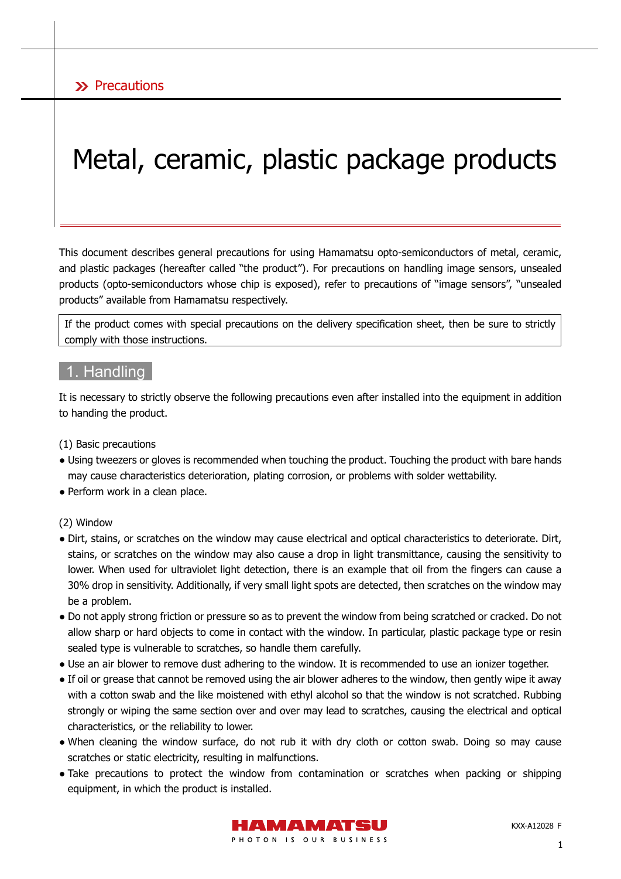Precautions

# Metal, ceramic, plastic package products

This document describes general precautions for using Hamamatsu opto-semiconductors of metal, ceramic, and plastic packages (hereafter called "the product"). For precautions on handling image sensors, unsealed products (opto-semiconductors whose chip is exposed), refer to precautions of "image sensors", "unsealed products" available from Hamamatsu respectively.

| If the product comes with special precautions on the delivery specification sheet, then be sure to strictly comply with those instructions. |
|---|

## 1. Handling

It is necessary to strictly observe the following precautions even after installed into the equipment in addition to handing the product.

(1) Basic precautions

- Using tweezers or gloves is recommended when touching the product. Touching the product with bare hands may cause characteristics deterioration, plating corrosion, or problems with solder wettability.
- Perform work in a clean place.

(2) Window

- Dirt, stains, or scratches on the window may cause electrical and optical characteristics to deteriorate. Dirt, stains, or scratches on the window may also cause a drop in light transmittance, causing the sensitivity to lower. When used for ultraviolet light detection, there is an example that oil from the fingers can cause a 30% drop in sensitivity. Additionally, if very small light spots are detected, then scratches on the window may be a problem.
- Do not apply strong friction or pressure so as to prevent the window from being scratched or cracked. Do not allow sharp or hard objects to come in contact with the window. In particular, plastic package type or resin sealed type is vulnerable to scratches, so handle them carefully.
- Use an air blower to remove dust adhering to the window. It is recommended to use an ionizer together.
- If oil or grease that cannot be removed using the air blower adheres to the window, then gently wipe it away with a cotton swab and the like moistened with ethyl alcohol so that the window is not scratched. Rubbing strongly or wiping the same section over and over may lead to scratches, causing the electrical and optical characteristics, or the reliability to lower.
- When cleaning the window surface, do not rub it with dry cloth or cotton swab. Doing so may cause scratches or static electricity, resulting in malfunctions.
- Take precautions to protect the window from contamination or scratches when packing or shipping equipment, in which the product is installed.

KXX-A12028 F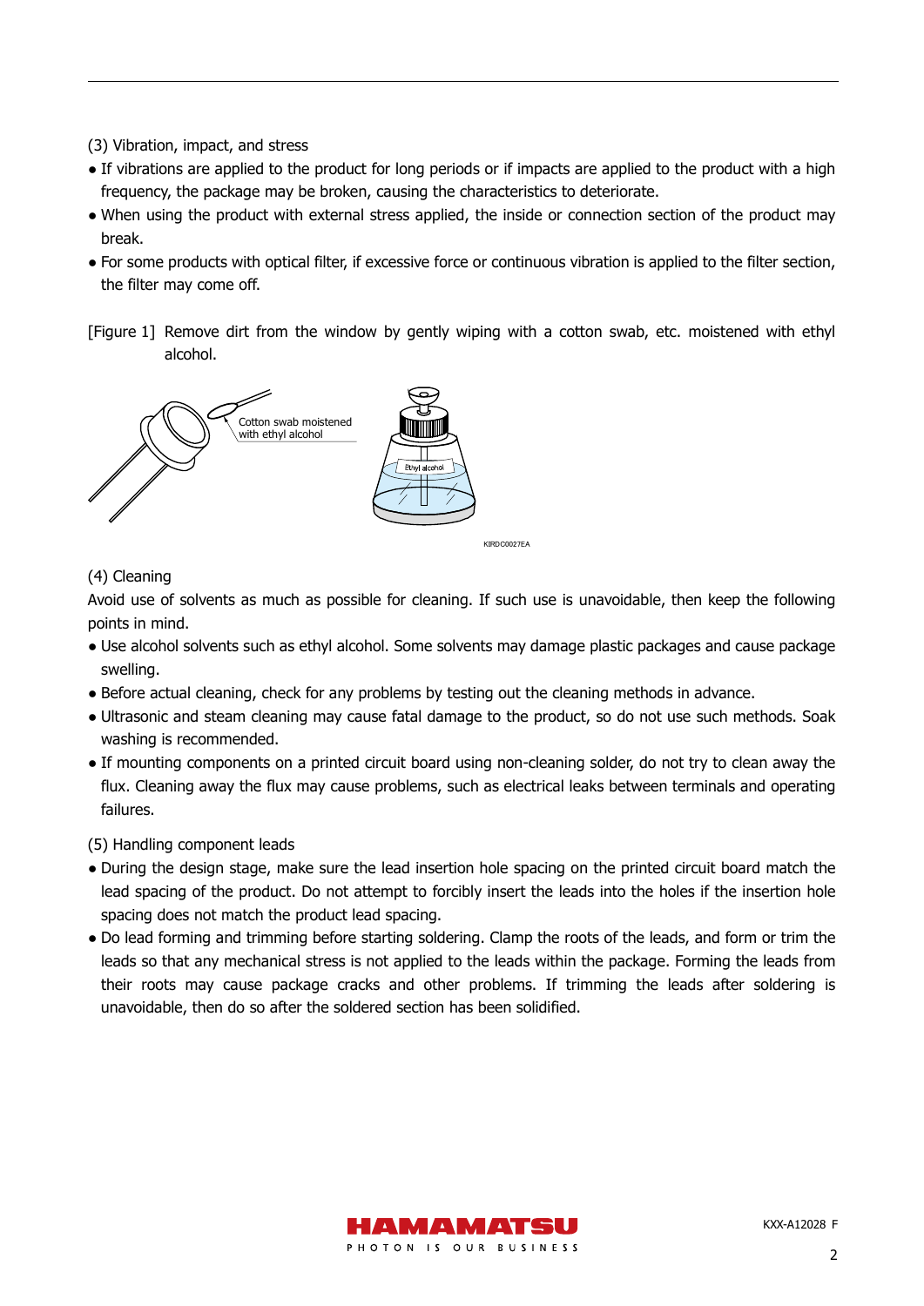(3) Vibration, impact, and stress

- If vibrations are applied to the product for long periods or if impacts are applied to the product with a high frequency, the package may be broken, causing the characteristics to deteriorate.
- When using the product with external stress applied, the inside or connection section of the product may break.
- For some products with optical filter, if excessive force or continuous vibration is applied to the filter section, the filter may come off.

[Figure 1] Remove dirt from the window by gently wiping with a cotton swab, etc. moistened with ethyl alcohol.

(4) Cleaning

Avoid use of solvents as much as possible for cleaning. If such use is unavoidable, then keep the following points in mind.

- Use alcohol solvents such as ethyl alcohol. Some solvents may damage plastic packages and cause package swelling.
- Before actual cleaning, check for any problems by testing out the cleaning methods in advance.
- Ultrasonic and steam cleaning may cause fatal damage to the product, so do not use such methods. Soak washing is recommended.
- If mounting components on a printed circuit board using non-cleaning solder, do not try to clean away the flux. Cleaning away the flux may cause problems, such as electrical leaks between terminals and operating failures.

(5) Handling component leads

- During the design stage, make sure the lead insertion hole spacing on the printed circuit board match the lead spacing of the product. Do not attempt to forcibly insert the leads into the holes if the insertion hole spacing does not match the product lead spacing.
- Do lead forming and trimming before starting soldering. Clamp the roots of the leads, and form or trim the leads so that any mechanical stress is not applied to the leads within the package. Forming the leads from their roots may cause package cracks and other problems. If trimming the leads after soldering is unavoidable, then do so after the soldered section has been solidified.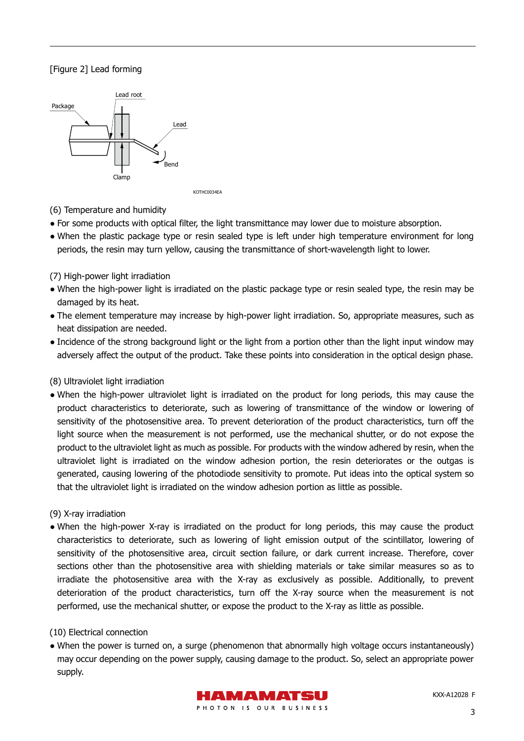[Figure 2] Lead forming

Package, Lead root, Lead, Bend, Clamp

KOTHC0034EA

(6) Temperature and humidity

- For some products with optical filter, the light transmittance may lower due to moisture absorption.
- When the plastic package type or resin sealed type is left under high temperature environment for long periods, the resin may turn yellow, causing the transmittance of short-wavelength light to lower.

(7) High-power light irradiation

- When the high-power light is irradiated on the plastic package type or resin sealed type, the resin may be damaged by its heat.
- The element temperature may increase by high-power light irradiation. So, appropriate measures, such as heat dissipation are needed.
- Incidence of the strong background light or the light from a portion other than the light input window may adversely affect the output of the product. Take these points into consideration in the optical design phase.

(8) Ultraviolet light irradiation

- When the high-power ultraviolet light is irradiated on the product for long periods, this may cause the product characteristics to deteriorate, such as lowering of transmittance of the window or lowering of sensitivity of the photosensitive area. To prevent deterioration of the product characteristics, turn off the light source when the measurement is not performed, use the mechanical shutter, or do not expose the product to the ultraviolet light as much as possible. For products with the window adhered by resin, when the ultraviolet light is irradiated on the window adhesion portion, the resin deteriorates or the outgas is generated, causing lowering of the photodiode sensitivity to promote. Put ideas into the optical system so that the ultraviolet light is irradiated on the window adhesion portion as little as possible.

(9) X-ray irradiation

- When the high-power X-ray is irradiated on the product for long periods, this may cause the product characteristics to deteriorate, such as lowering of light emission output of the scintillator, lowering of sensitivity of the photosensitive area, circuit section failure, or dark current increase. Therefore, cover sections other than the photosensitive area with shielding materials or take similar measures so as to irradiate the photosensitive area with the X-ray as exclusively as possible. Additionally, to prevent deterioration of the product characteristics, turn off the X-ray source when the measurement is not performed, use the mechanical shutter, or expose the product to the X-ray as little as possible.

(10) Electrical connection

- When the power is turned on, a surge (phenomenon that abnormally high voltage occurs instantaneously) may occur depending on the power supply, causing damage to the product. So, select an appropriate power supply.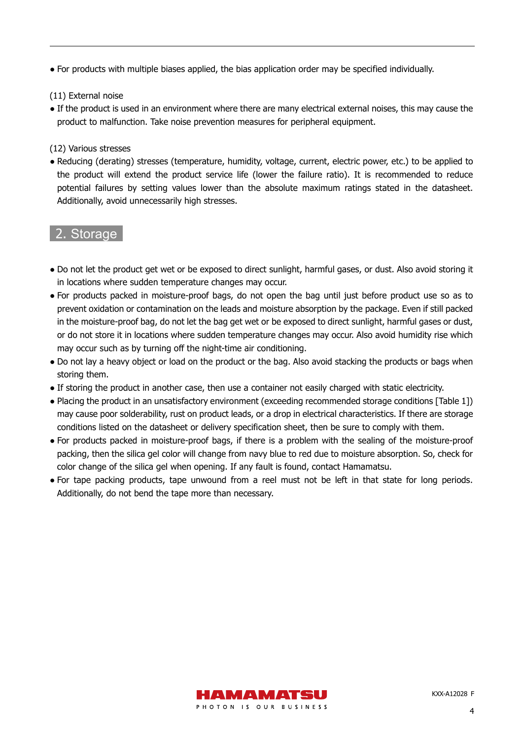- For products with multiple biases applied, the bias application order may be specified individually.

(11) External noise

- If the product is used in an environment where there are many electrical external noises, this may cause the product to malfunction. Take noise prevention measures for peripheral equipment.

(12) Various stresses

- Reducing (derating) stresses (temperature, humidity, voltage, current, electric power, etc.) to be applied to the product will extend the product service life (lower the failure ratio). It is recommended to reduce potential failures by setting values lower than the absolute maximum ratings stated in the datasheet. Additionally, avoid unnecessarily high stresses.

## 2. Storage

- Do not let the product get wet or be exposed to direct sunlight, harmful gases, or dust. Also avoid storing it in locations where sudden temperature changes may occur.
- For products packed in moisture-proof bags, do not open the bag until just before product use so as to prevent oxidation or contamination on the leads and moisture absorption by the package. Even if still packed in the moisture-proof bag, do not let the bag get wet or be exposed to direct sunlight, harmful gases or dust, or do not store it in locations where sudden temperature changes may occur. Also avoid humidity rise which may occur such as by turning off the night-time air conditioning.
- Do not lay a heavy object or load on the product or the bag. Also avoid stacking the products or bags when storing them.
- If storing the product in another case, then use a container not easily charged with static electricity.
- Placing the product in an unsatisfactory environment (exceeding recommended storage conditions [Table 1]) may cause poor solderability, rust on product leads, or a drop in electrical characteristics. If there are storage conditions listed on the datasheet or delivery specification sheet, then be sure to comply with them.
- For products packed in moisture-proof bags, if there is a problem with the sealing of the moisture-proof packing, then the silica gel color will change from navy blue to red due to moisture absorption. So, check for color change of the silica gel when opening. If any fault is found, contact Hamamatsu.
- For tape packing products, tape unwound from a reel must not be left in that state for long periods. Additionally, do not bend the tape more than necessary.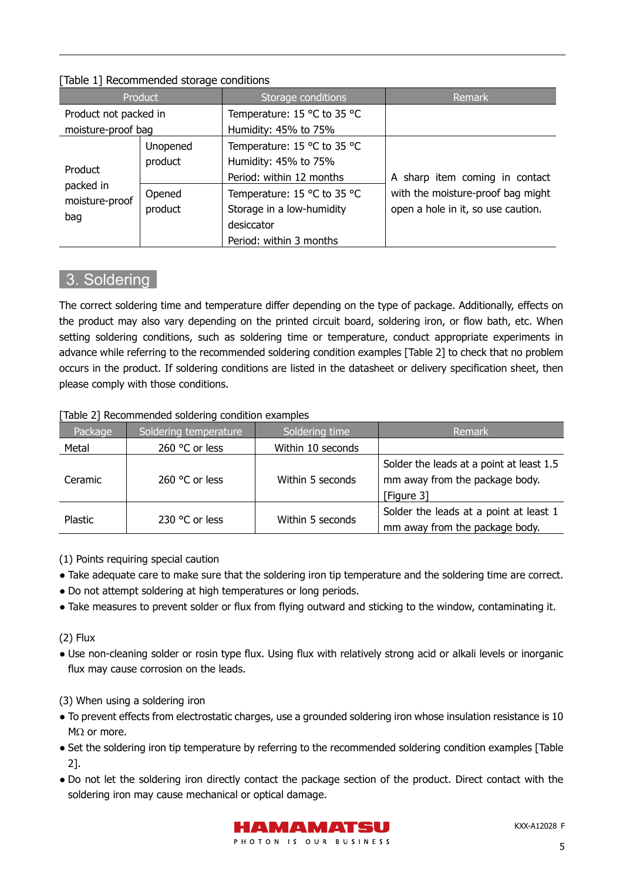[Table 1] Recommended storage conditions

| Product | | Storage conditions | Remark |
|---|---|---|---|
| Product not packed in moisture-proof bag | | Temperature: 15 °C to 35 °C<br>Humidity: 45% to 75% | |
| Product packed in moisture-proof bag | Unopened product | Temperature: 15 °C to 35 °C<br>Humidity: 45% to 75%<br>Period: within 12 months | A sharp item coming in contact with the moisture-proof bag might open a hole in it, so use caution. |
| | Opened product | Temperature: 15 °C to 35 °C<br>Storage in a low-humidity desiccator<br>Period: within 3 months | |

## 3. Soldering

The correct soldering time and temperature differ depending on the type of package. Additionally, effects on the product may also vary depending on the printed circuit board, soldering iron, or flow bath, etc. When setting soldering conditions, such as soldering time or temperature, conduct appropriate experiments in advance while referring to the recommended soldering condition examples [Table 2] to check that no problem occurs in the product. If soldering conditions are listed in the datasheet or delivery specification sheet, then please comply with those conditions.

[Table 2] Recommended soldering condition examples

| Package | Soldering temperature | Soldering time | Remark |
|---|---|---|---|
| Metal | 260 °C or less | Within 10 seconds | |
| Ceramic | 260 °C or less | Within 5 seconds | Solder the leads at a point at least 1.5 mm away from the package body. [Figure 3] |
| Plastic | 230 °C or less | Within 5 seconds | Solder the leads at a point at least 1 mm away from the package body. |

(1) Points requiring special caution

- Take adequate care to make sure that the soldering iron tip temperature and the soldering time are correct.
- Do not attempt soldering at high temperatures or long periods.
- Take measures to prevent solder or flux from flying outward and sticking to the window, contaminating it.

(2) Flux

- Use non-cleaning solder or rosin type flux. Using flux with relatively strong acid or alkali levels or inorganic flux may cause corrosion on the leads.

(3) When using a soldering iron

- To prevent effects from electrostatic charges, use a grounded soldering iron whose insulation resistance is 10 MΩ or more.
- Set the soldering iron tip temperature by referring to the recommended soldering condition examples [Table 2].
- Do not let the soldering iron directly contact the package section of the product. Direct contact with the soldering iron may cause mechanical or optical damage.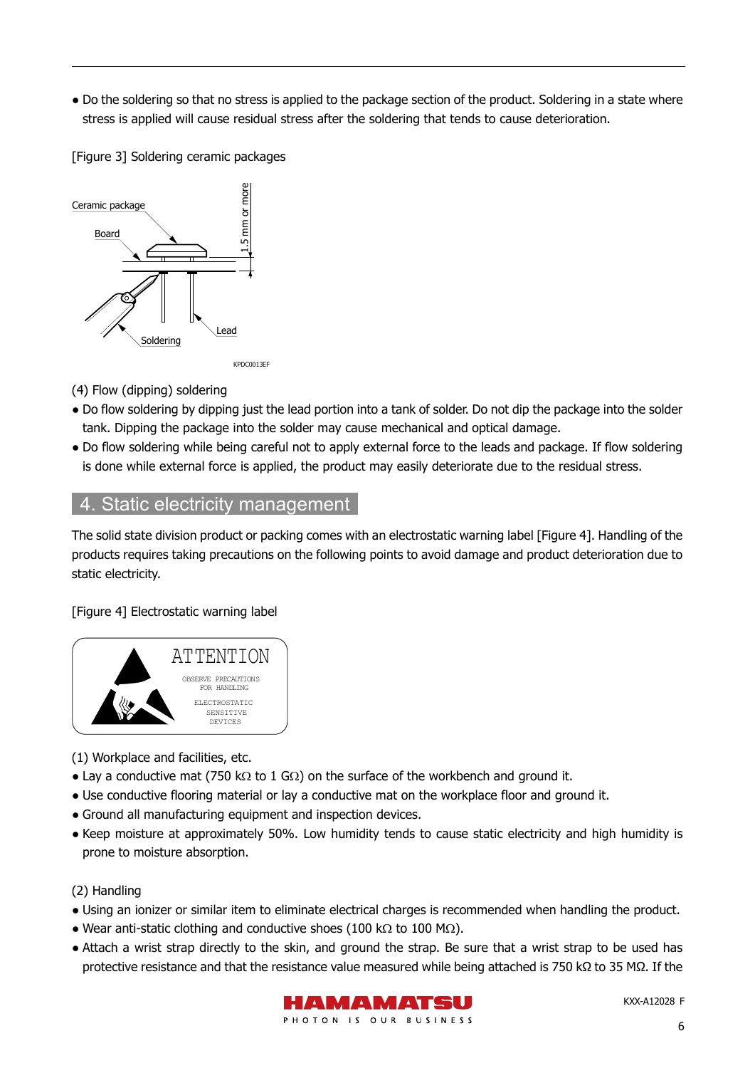- Do the soldering so that no stress is applied to the package section of the product. Soldering in a state where stress is applied will cause residual stress after the soldering that tends to cause deterioration.

[Figure 3] Soldering ceramic packages

(4) Flow (dipping) soldering

- Do flow soldering by dipping just the lead portion into a tank of solder. Do not dip the package into the solder tank. Dipping the package into the solder may cause mechanical and optical damage.
- Do flow soldering while being careful not to apply external force to the leads and package. If flow soldering is done while external force is applied, the product may easily deteriorate due to the residual stress.

## 4. Static electricity management

The solid state division product or packing comes with an electrostatic warning label [Figure 4]. Handling of the products requires taking precautions on the following points to avoid damage and product deterioration due to static electricity.

[Figure 4] Electrostatic warning label

(1) Workplace and facilities, etc.

- Lay a conductive mat (750 kΩ to 1 GΩ) on the surface of the workbench and ground it.
- Use conductive flooring material or lay a conductive mat on the workplace floor and ground it.
- Ground all manufacturing equipment and inspection devices.
- Keep moisture at approximately 50%. Low humidity tends to cause static electricity and high humidity is prone to moisture absorption.

(2) Handling

- Using an ionizer or similar item to eliminate electrical charges is recommended when handling the product.
- Wear anti-static clothing and conductive shoes (100 kΩ to 100 MΩ).
- Attach a wrist strap directly to the skin, and ground the strap. Be sure that a wrist strap to be used has protective resistance and that the resistance value measured while being attached is 750 kΩ to 35 MΩ. If the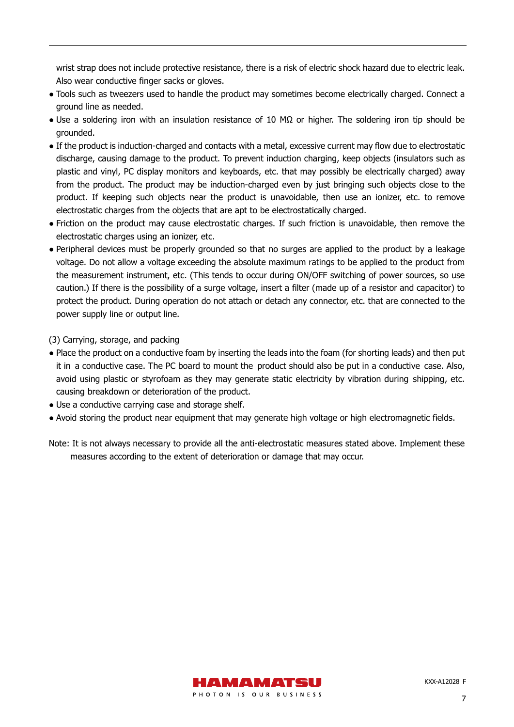wrist strap does not include protective resistance, there is a risk of electric shock hazard due to electric leak. Also wear conductive finger sacks or gloves.

- Tools such as tweezers used to handle the product may sometimes become electrically charged. Connect a ground line as needed.
- Use a soldering iron with an insulation resistance of 10 MΩ or higher. The soldering iron tip should be grounded.
- If the product is induction-charged and contacts with a metal, excessive current may flow due to electrostatic discharge, causing damage to the product. To prevent induction charging, keep objects (insulators such as plastic and vinyl, PC display monitors and keyboards, etc. that may possibly be electrically charged) away from the product. The product may be induction-charged even by just bringing such objects close to the product. If keeping such objects near the product is unavoidable, then use an ionizer, etc. to remove electrostatic charges from the objects that are apt to be electrostatically charged.
- Friction on the product may cause electrostatic charges. If such friction is unavoidable, then remove the electrostatic charges using an ionizer, etc.
- Peripheral devices must be properly grounded so that no surges are applied to the product by a leakage voltage. Do not allow a voltage exceeding the absolute maximum ratings to be applied to the product from the measurement instrument, etc. (This tends to occur during ON/OFF switching of power sources, so use caution.) If there is the possibility of a surge voltage, insert a filter (made up of a resistor and capacitor) to protect the product. During operation do not attach or detach any connector, etc. that are connected to the power supply line or output line.

(3) Carrying, storage, and packing

- Place the product on a conductive foam by inserting the leads into the foam (for shorting leads) and then put it in a conductive case. The PC board to mount the product should also be put in a conductive case. Also, avoid using plastic or styrofoam as they may generate static electricity by vibration during shipping, etc. causing breakdown or deterioration of the product.
- Use a conductive carrying case and storage shelf.
- Avoid storing the product near equipment that may generate high voltage or high electromagnetic fields.

Note: It is not always necessary to provide all the anti-electrostatic measures stated above. Implement these measures according to the extent of deterioration or damage that may occur.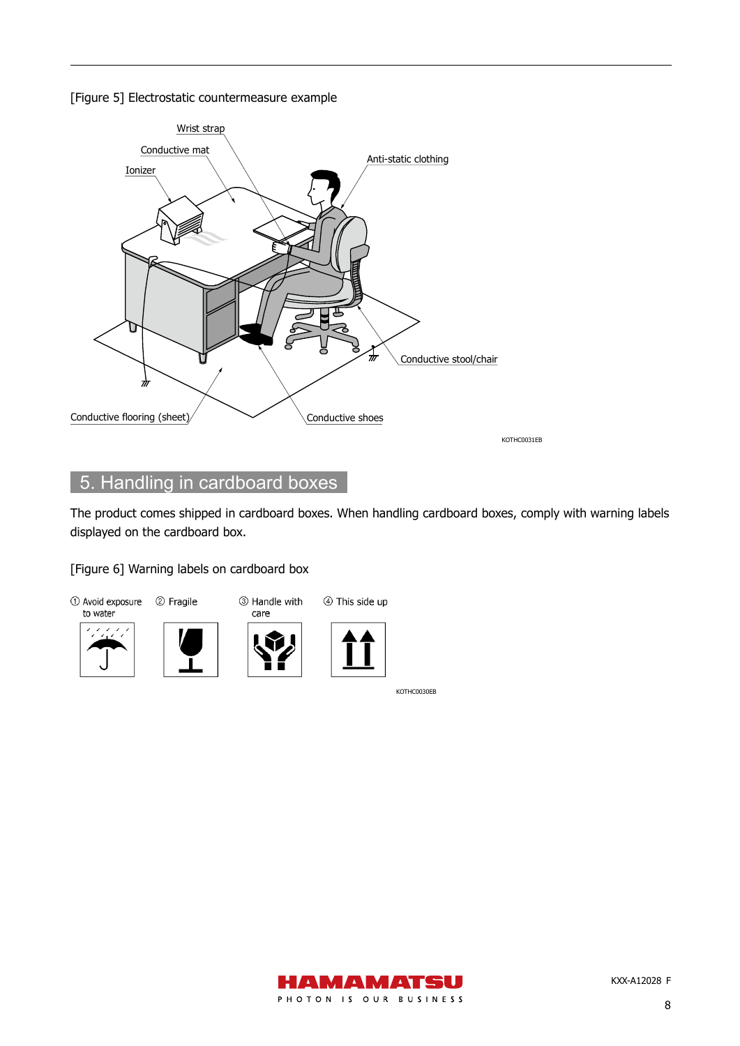[Figure 5] Electrostatic countermeasure example

Wrist strap

Conductive mat

Ionizer

Anti-static clothing

Conductive stool/chair

Conductive flooring (sheet)

Conductive shoes

KOTHC0031EB

## 5. Handling in cardboard boxes

The product comes shipped in cardboard boxes. When handling cardboard boxes, comply with warning labels displayed on the cardboard box.

[Figure 6] Warning labels on cardboard box

① Avoid exposure to water

② Fragile

③ Handle with care

④ This side up

KOTHC0030EB